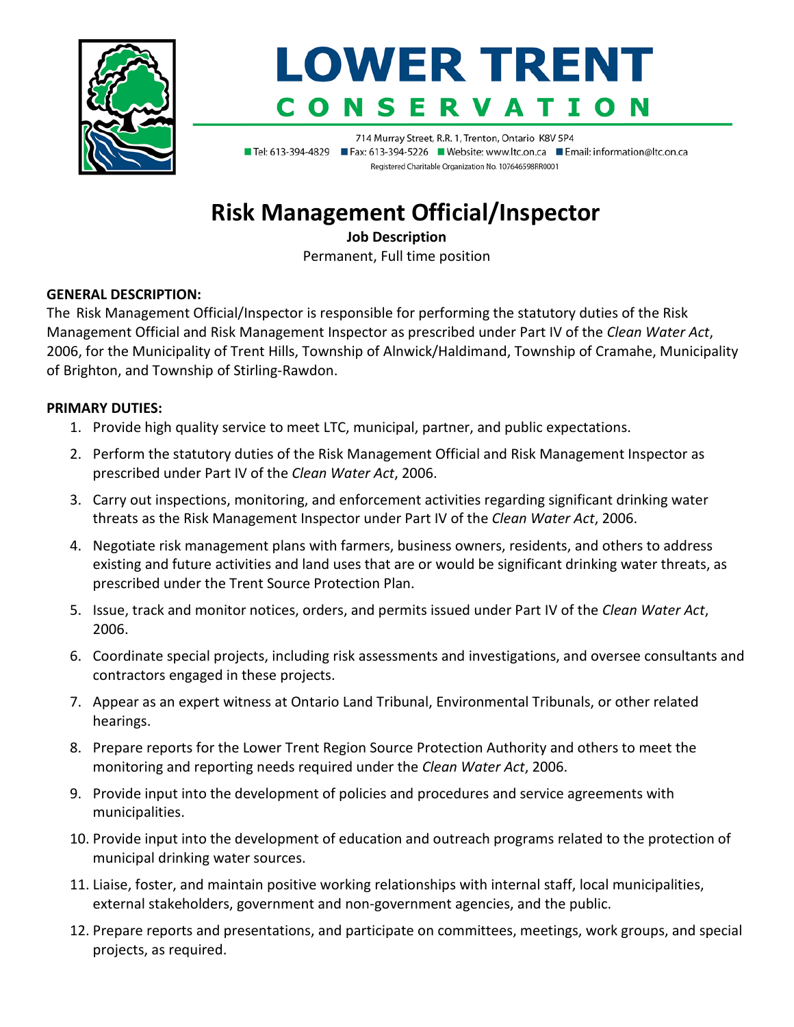# LOWER TRENT CONSERVATION

714 Murray Street, R.R. 1, Trenton, Ontario K8V 5P4
Tel: 613-394-4829 Fax: 613-394-5226 Website: www.ltc.on.ca Email: information@ltc.on.ca
Registered Charitable Organization No. 107646598RR0001

# Risk Management Official/Inspector

**Job Description**

Permanent, Full time position

**GENERAL DESCRIPTION:**

The Risk Management Official/Inspector is responsible for performing the statutory duties of the Risk Management Official and Risk Management Inspector as prescribed under Part IV of the *Clean Water Act*, 2006, for the Municipality of Trent Hills, Township of Alnwick/Haldimand, Township of Cramahe, Municipality of Brighton, and Township of Stirling-Rawdon.

**PRIMARY DUTIES:**

1. Provide high quality service to meet LTC, municipal, partner, and public expectations.
2. Perform the statutory duties of the Risk Management Official and Risk Management Inspector as prescribed under Part IV of the *Clean Water Act*, 2006.
3. Carry out inspections, monitoring, and enforcement activities regarding significant drinking water threats as the Risk Management Inspector under Part IV of the *Clean Water Act*, 2006.
4. Negotiate risk management plans with farmers, business owners, residents, and others to address existing and future activities and land uses that are or would be significant drinking water threats, as prescribed under the Trent Source Protection Plan.
5. Issue, track and monitor notices, orders, and permits issued under Part IV of the *Clean Water Act*, 2006.
6. Coordinate special projects, including risk assessments and investigations, and oversee consultants and contractors engaged in these projects.
7. Appear as an expert witness at Ontario Land Tribunal, Environmental Tribunals, or other related hearings.
8. Prepare reports for the Lower Trent Region Source Protection Authority and others to meet the monitoring and reporting needs required under the *Clean Water Act*, 2006.
9. Provide input into the development of policies and procedures and service agreements with municipalities.
10. Provide input into the development of education and outreach programs related to the protection of municipal drinking water sources.
11. Liaise, foster, and maintain positive working relationships with internal staff, local municipalities, external stakeholders, government and non-government agencies, and the public.
12. Prepare reports and presentations, and participate on committees, meetings, work groups, and special projects, as required.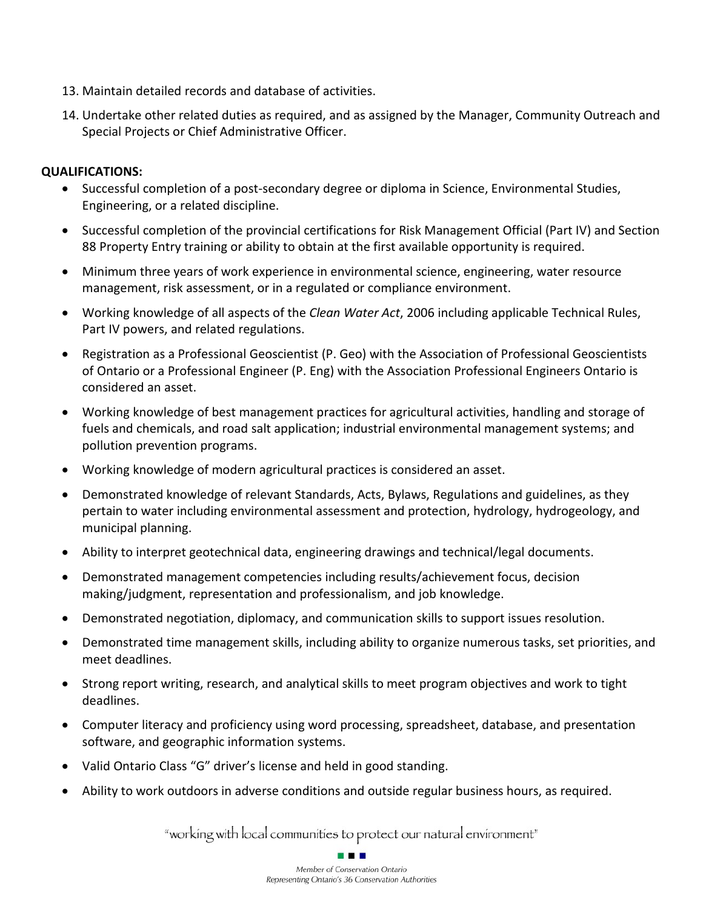13. Maintain detailed records and database of activities.
14. Undertake other related duties as required, and as assigned by the Manager, Community Outreach and Special Projects or Chief Administrative Officer.

**QUALIFICATIONS:**

- Successful completion of a post-secondary degree or diploma in Science, Environmental Studies, Engineering, or a related discipline.
- Successful completion of the provincial certifications for Risk Management Official (Part IV) and Section 88 Property Entry training or ability to obtain at the first available opportunity is required.
- Minimum three years of work experience in environmental science, engineering, water resource management, risk assessment, or in a regulated or compliance environment.
- Working knowledge of all aspects of the *Clean Water Act*, 2006 including applicable Technical Rules, Part IV powers, and related regulations.
- Registration as a Professional Geoscientist (P. Geo) with the Association of Professional Geoscientists of Ontario or a Professional Engineer (P. Eng) with the Association Professional Engineers Ontario is considered an asset.
- Working knowledge of best management practices for agricultural activities, handling and storage of fuels and chemicals, and road salt application; industrial environmental management systems; and pollution prevention programs.
- Working knowledge of modern agricultural practices is considered an asset.
- Demonstrated knowledge of relevant Standards, Acts, Bylaws, Regulations and guidelines, as they pertain to water including environmental assessment and protection, hydrology, hydrogeology, and municipal planning.
- Ability to interpret geotechnical data, engineering drawings and technical/legal documents.
- Demonstrated management competencies including results/achievement focus, decision making/judgment, representation and professionalism, and job knowledge.
- Demonstrated negotiation, diplomacy, and communication skills to support issues resolution.
- Demonstrated time management skills, including ability to organize numerous tasks, set priorities, and meet deadlines.
- Strong report writing, research, and analytical skills to meet program objectives and work to tight deadlines.
- Computer literacy and proficiency using word processing, spreadsheet, database, and presentation software, and geographic information systems.
- Valid Ontario Class "G" driver's license and held in good standing.
- Ability to work outdoors in adverse conditions and outside regular business hours, as required.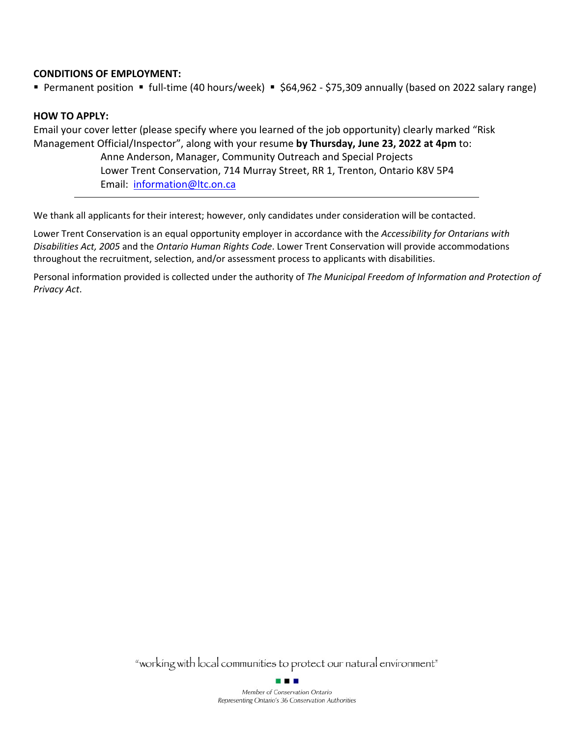**CONDITIONS OF EMPLOYMENT:**

- Permanent position ▪ full-time (40 hours/week) ▪ $64,962 - $75,309 annually (based on 2022 salary range)

**HOW TO APPLY:**

Email your cover letter (please specify where you learned of the job opportunity) clearly marked "Risk Management Official/Inspector", along with your resume **by Thursday, June 23, 2022 at 4pm** to:

Anne Anderson, Manager, Community Outreach and Special Projects
Lower Trent Conservation, 714 Murray Street, RR 1, Trenton, Ontario K8V 5P4
Email: information@ltc.on.ca

---

We thank all applicants for their interest; however, only candidates under consideration will be contacted.

Lower Trent Conservation is an equal opportunity employer in accordance with the *Accessibility for Ontarians with Disabilities Act, 2005* and the *Ontario Human Rights Code*. Lower Trent Conservation will provide accommodations throughout the recruitment, selection, and/or assessment process to applicants with disabilities.

Personal information provided is collected under the authority of *The Municipal Freedom of Information and Protection of Privacy Act*.

"working with local communities to protect our natural environment"

*Member of Conservation Ontario*
*Representing Ontario's 36 Conservation Authorities*